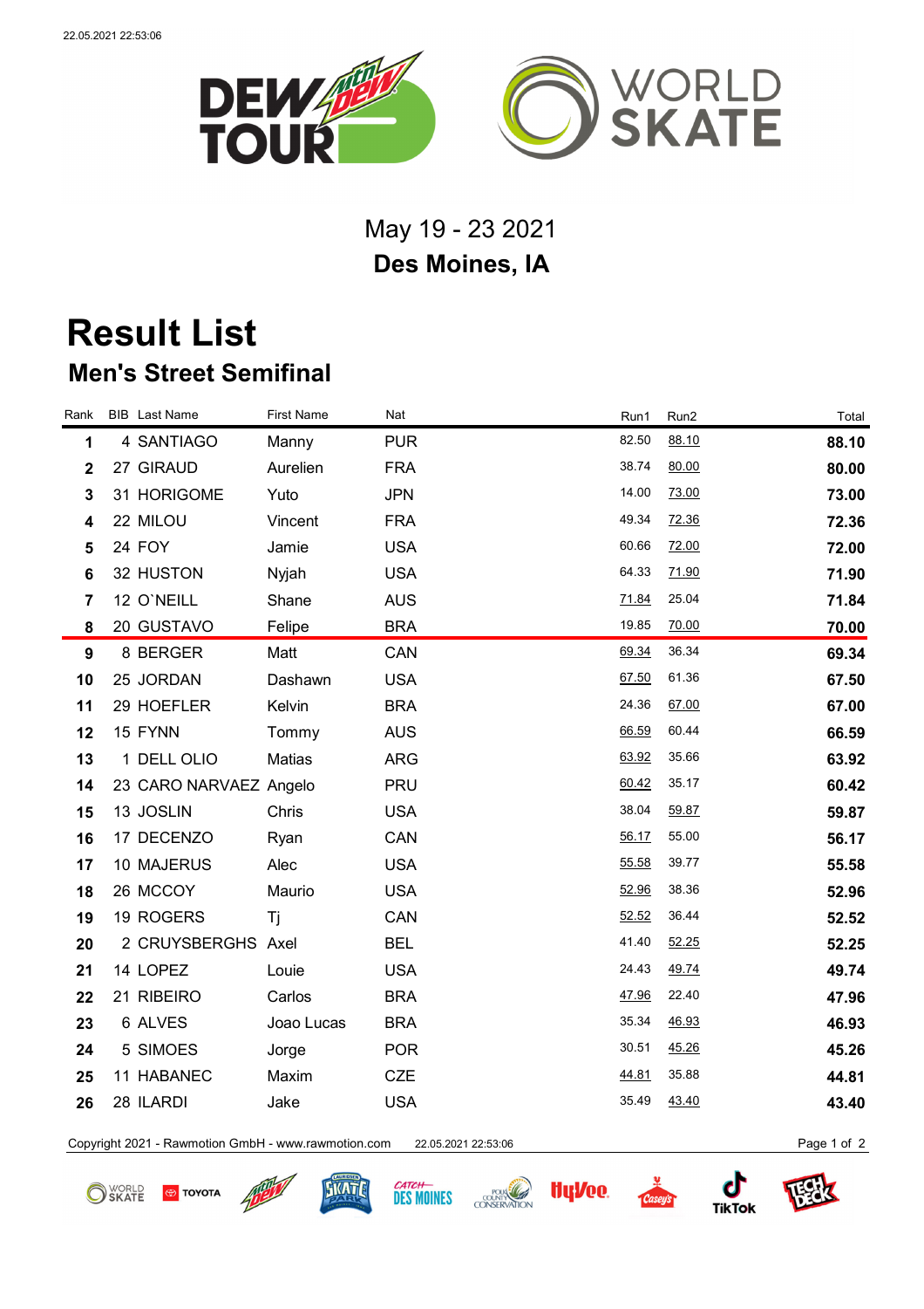May 19 - 23 2021

**Des Moines, IA**

# Result List

## Men's Street Semifinal

| Rank | BIB | Last Name | First Name | Nat | Run1 | Run2 | Total |
|---|---|---|---|---|---|---|---|
| 1 | 4 | SANTIAGO | Manny | PUR | 82.50 | 88.10 | **88.10** |
| 2 | 27 | GIRAUD | Aurelien | FRA | 38.74 | 80.00 | **80.00** |
| 3 | 31 | HORIGOME | Yuto | JPN | 14.00 | 73.00 | **73.00** |
| 4 | 22 | MILOU | Vincent | FRA | 49.34 | 72.36 | **72.36** |
| 5 | 24 | FOY | Jamie | USA | 60.66 | 72.00 | **72.00** |
| 6 | 32 | HUSTON | Nyjah | USA | 64.33 | 71.90 | **71.90** |
| 7 | 12 | O`NEILL | Shane | AUS | 71.84 | 25.04 | **71.84** |
| 8 | 20 | GUSTAVO | Felipe | BRA | 19.85 | 70.00 | **70.00** |
| 9 | 8 | BERGER | Matt | CAN | 69.34 | 36.34 | **69.34** |
| 10 | 25 | JORDAN | Dashawn | USA | 67.50 | 61.36 | **67.50** |
| 11 | 29 | HOEFLER | Kelvin | BRA | 24.36 | 67.00 | **67.00** |
| 12 | 15 | FYNN | Tommy | AUS | 66.59 | 60.44 | **66.59** |
| 13 | 1 | DELL OLIO | Matias | ARG | 63.92 | 35.66 | **63.92** |
| 14 | 23 | CARO NARVAEZ | Angelo | PRU | 60.42 | 35.17 | **60.42** |
| 15 | 13 | JOSLIN | Chris | USA | 38.04 | 59.87 | **59.87** |
| 16 | 17 | DECENZO | Ryan | CAN | 56.17 | 55.00 | **56.17** |
| 17 | 10 | MAJERUS | Alec | USA | 55.58 | 39.77 | **55.58** |
| 18 | 26 | MCCOY | Maurio | USA | 52.96 | 38.36 | **52.96** |
| 19 | 19 | ROGERS | Tj | CAN | 52.52 | 36.44 | **52.52** |
| 20 | 2 | CRUYSBERGHS | Axel | BEL | 41.40 | 52.25 | **52.25** |
| 21 | 14 | LOPEZ | Louie | USA | 24.43 | 49.74 | **49.74** |
| 22 | 21 | RIBEIRO | Carlos | BRA | 47.96 | 22.40 | **47.96** |
| 23 | 6 | ALVES | Joao Lucas | BRA | 35.34 | 46.93 | **46.93** |
| 24 | 5 | SIMOES | Jorge | POR | 30.51 | 45.26 | **45.26** |
| 25 | 11 | HABANEC | Maxim | CZE | 44.81 | 35.88 | **44.81** |
| 26 | 28 | ILARDI | Jake | USA | 35.49 | 43.40 | **43.40** |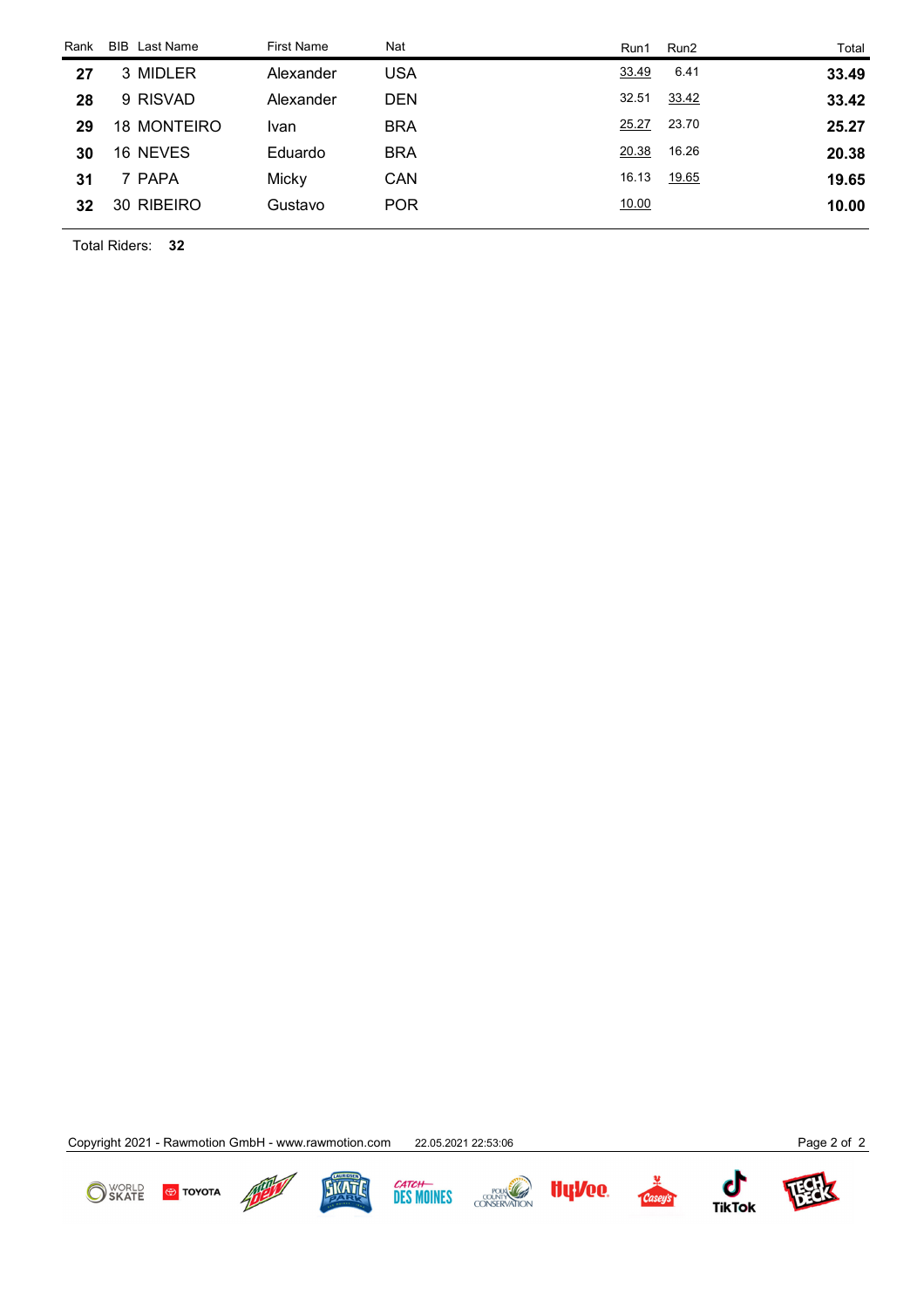| Rank | BIB | Last Name | First Name | Nat | Run1 | Run2 | Total |
|---|---|---|---|---|---|---|---|
| **27** | 3 | MIDLER | Alexander | USA | 33.49 | 6.41 | **33.49** |
| **28** | 9 | RISVAD | Alexander | DEN | 32.51 | 33.42 | **33.42** |
| **29** | 18 | MONTEIRO | Ivan | BRA | 25.27 | 23.70 | **25.27** |
| **30** | 16 | NEVES | Eduardo | BRA | 20.38 | 16.26 | **20.38** |
| **31** | 7 | PAPA | Micky | CAN | 16.13 | 19.65 | **19.65** |
| **32** | 30 | RIBEIRO | Gustavo | POR | 10.00 | | **10.00** |

Total Riders: **32**

Copyright 2021 - Rawmotion GmbH - www.rawmotion.com 22.05.2021 22:53:06